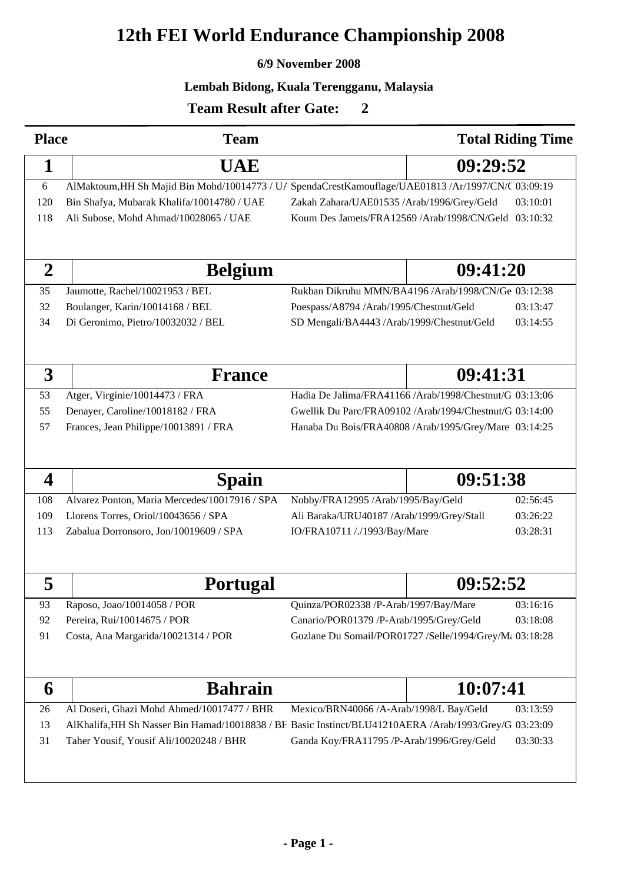# 12th FEI World Endurance Championship 2008

**6/9 November 2008**

**Lembah Bidong, Kuala Terengganu, Malaysia**

**Team Result after Gate: 2**

| Place | Team | | Total Riding Time |
|---|---|---|---|
| **1** | **UAE** | | **09:29:52** |
| 6 | AlMaktoum,HH Sh Majid Bin Mohd/10014773 / UA | SpendaCrestKamouflage/UAE01813 /Ar/1997/CN/C | 03:09:19 |
| 120 | Bin Shafya, Mubarak Khalifa/10014780 / UAE | Zakah Zahara/UAE01535 /Arab/1996/Grey/Geld | 03:10:01 |
| 118 | Ali Subose, Mohd Ahmad/10028065 / UAE | Koum Des Jamets/FRA12569 /Arab/1998/CN/Geld | 03:10:32 |
| **2** | **Belgium** | | **09:41:20** |
| 35 | Jaumotte, Rachel/10021953 / BEL | Rukban Dikruhu MMN/BA4196 /Arab/1998/CN/Ge | 03:12:38 |
| 32 | Boulanger, Karin/10014168 / BEL | Poespass/A8794 /Arab/1995/Chestnut/Geld | 03:13:47 |
| 34 | Di Geronimo, Pietro/10032032 / BEL | SD Mengali/BA4443 /Arab/1999/Chestnut/Geld | 03:14:55 |
| **3** | **France** | | **09:41:31** |
| 53 | Atger, Virginie/10014473 / FRA | Hadia De Jalima/FRA41166 /Arab/1998/Chestnut/G | 03:13:06 |
| 55 | Denayer, Caroline/10018182 / FRA | Gwellik Du Parc/FRA09102 /Arab/1994/Chestnut/G | 03:14:00 |
| 57 | Frances, Jean Philippe/10013891 / FRA | Hanaba Du Bois/FRA40808 /Arab/1995/Grey/Mare | 03:14:25 |
| **4** | **Spain** | | **09:51:38** |
| 108 | Alvarez Ponton, Maria Mercedes/10017916 / SPA | Nobby/FRA12995 /Arab/1995/Bay/Geld | 02:56:45 |
| 109 | Llorens Torres, Oriol/10043656 / SPA | Ali Baraka/URU40187 /Arab/1999/Grey/Stall | 03:26:22 |
| 113 | Zabalua Dorronsoro, Jon/10019609 / SPA | IO/FRA10711 /./1993/Bay/Mare | 03:28:31 |
| **5** | **Portugal** | | **09:52:52** |
| 93 | Raposo, Joao/10014058 / POR | Quinza/POR02338 /P-Arab/1997/Bay/Mare | 03:16:16 |
| 92 | Pereira, Rui/10014675 / POR | Canario/POR01379 /P-Arab/1995/Grey/Geld | 03:18:08 |
| 91 | Costa, Ana Margarida/10021314 / POR | Gozlane Du Somail/POR01727 /Selle/1994/Grey/M | 03:18:28 |
| **6** | **Bahrain** | | **10:07:41** |
| 26 | Al Doseri, Ghazi Mohd Ahmed/10017477 / BHR | Mexico/BRN40066 /A-Arab/1998/L Bay/Geld | 03:13:59 |
| 13 | AlKhalifa,HH Sh Nasser Bin Hamad/10018838 / BH | Basic Instinct/BLU41210AERA /Arab/1993/Grey/G | 03:23:09 |
| 31 | Taher Yousif, Yousif Ali/10020248 / BHR | Ganda Koy/FRA11795 /P-Arab/1996/Grey/Geld | 03:30:33 |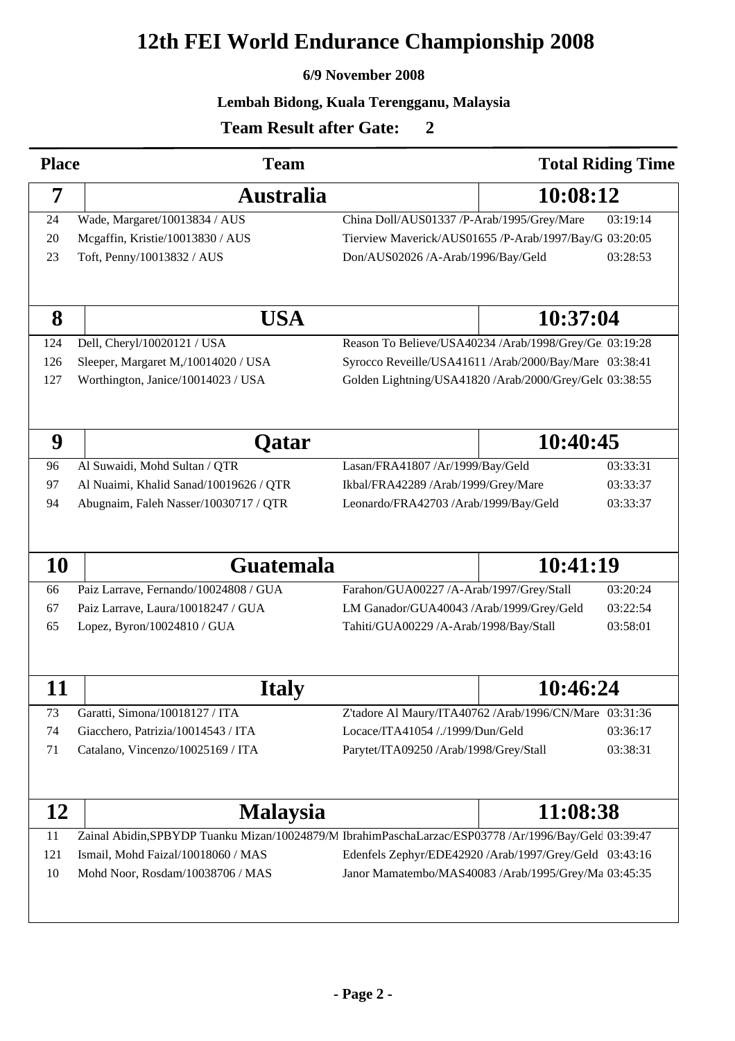# 12th FEI World Endurance Championship 2008

**6/9 November 2008**

**Lembah Bidong, Kuala Terengganu, Malaysia**

**Team Result after Gate: 2**

| Place | Team | | Total Riding Time |
|---|---|---|---|
| **7** | **Australia** | | **10:08:12** |
| 24 | Wade, Margaret/10013834 / AUS | China Doll/AUS01337 /P-Arab/1995/Grey/Mare | 03:19:14 |
| 20 | Mcgaffin, Kristie/10013830 / AUS | Tierview Maverick/AUS01655 /P-Arab/1997/Bay/G | 03:20:05 |
| 23 | Toft, Penny/10013832 / AUS | Don/AUS02026 /A-Arab/1996/Bay/Geld | 03:28:53 |
| **8** | **USA** | | **10:37:04** |
| 124 | Dell, Cheryl/10020121 / USA | Reason To Believe/USA40234 /Arab/1998/Grey/Ge | 03:19:28 |
| 126 | Sleeper, Margaret M,/10014020 / USA | Syrocco Reveille/USA41611 /Arab/2000/Bay/Mare | 03:38:41 |
| 127 | Worthington, Janice/10014023 / USA | Golden Lightning/USA41820 /Arab/2000/Grey/Geld | 03:38:55 |
| **9** | **Qatar** | | **10:40:45** |
| 96 | Al Suwaidi, Mohd Sultan / QTR | Lasan/FRA41807 /Ar/1999/Bay/Geld | 03:33:31 |
| 97 | Al Nuaimi, Khalid Sanad/10019626 / QTR | Ikbal/FRA42289 /Arab/1999/Grey/Mare | 03:33:37 |
| 94 | Abugnaim, Faleh Nasser/10030717 / QTR | Leonardo/FRA42703 /Arab/1999/Bay/Geld | 03:33:37 |
| **10** | **Guatemala** | | **10:41:19** |
| 66 | Paiz Larrave, Fernando/10024808 / GUA | Farahon/GUA00227 /A-Arab/1997/Grey/Stall | 03:20:24 |
| 67 | Paiz Larrave, Laura/10018247 / GUA | LM Ganador/GUA40043 /Arab/1999/Grey/Geld | 03:22:54 |
| 65 | Lopez, Byron/10024810 / GUA | Tahiti/GUA00229 /A-Arab/1998/Bay/Stall | 03:58:01 |
| **11** | **Italy** | | **10:46:24** |
| 73 | Garatti, Simona/10018127 / ITA | Z'tadore Al Maury/ITA40762 /Arab/1996/CN/Mare | 03:31:36 |
| 74 | Giacchero, Patrizia/10014543 / ITA | Locace/ITA41054 /./1999/Dun/Geld | 03:36:17 |
| 71 | Catalano, Vincenzo/10025169 / ITA | Parytet/ITA09250 /Arab/1998/Grey/Stall | 03:38:31 |
| **12** | **Malaysia** | | **11:08:38** |
| 11 | Zainal Abidin,SPBYDP Tuanku Mizan/10024879/M | IbrahimPaschaLarzac/ESP03778 /Ar/1996/Bay/Geld | 03:39:47 |
| 121 | Ismail, Mohd Faizal/10018060 / MAS | Edenfels Zephyr/EDE42920 /Arab/1997/Grey/Geld | 03:43:16 |
| 10 | Mohd Noor, Rosdam/10038706 / MAS | Janor Mamatembo/MAS40083 /Arab/1995/Grey/Ma | 03:45:35 |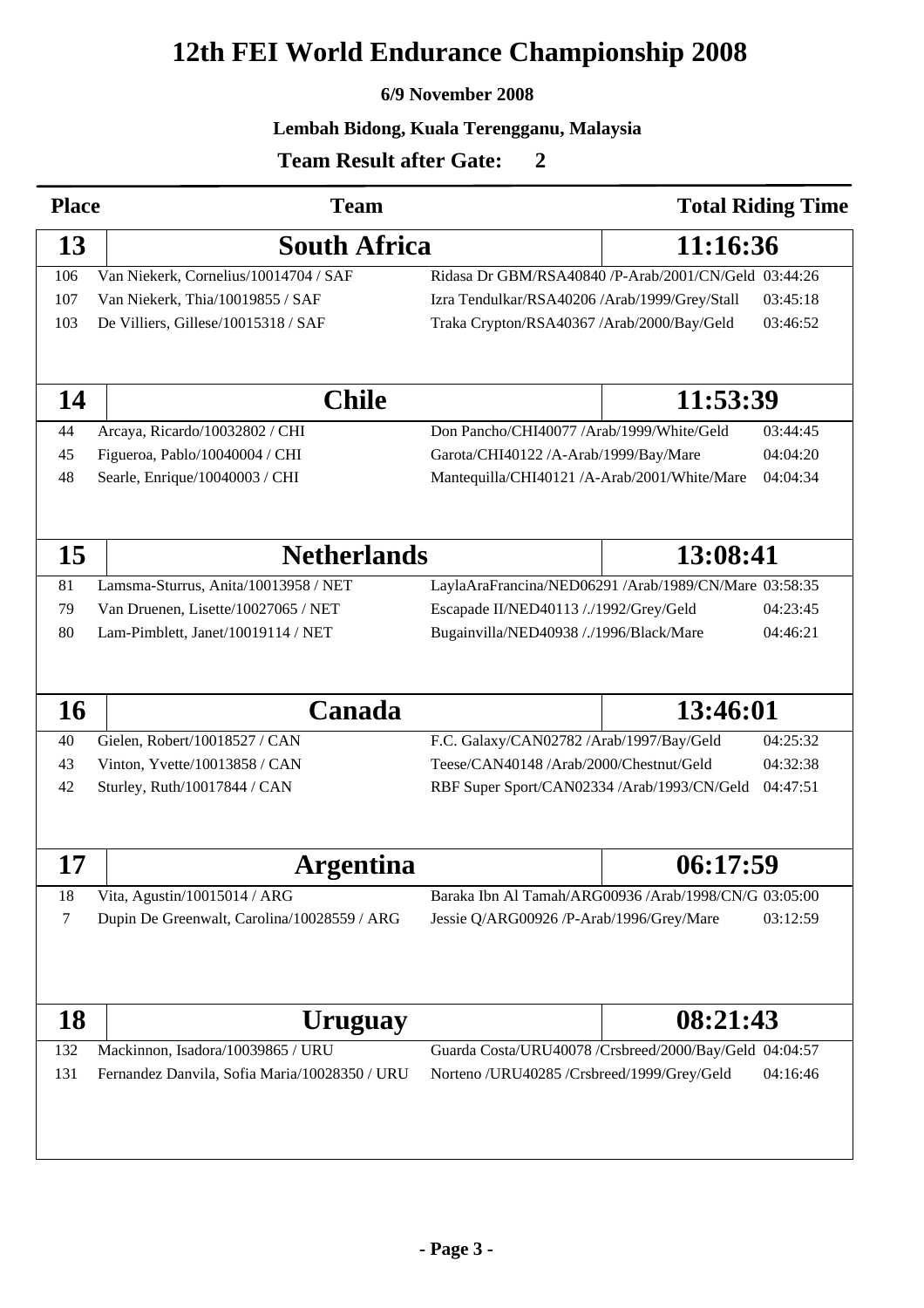# 12th FEI World Endurance Championship 2008

**6/9 November 2008**

**Lembah Bidong, Kuala Terengganu, Malaysia**

**Team Result after Gate: 2**

| Place | Team | | Total Riding Time |
|---|---|---|---|
| **13** | **South Africa** | | **11:16:36** |
| 106 | Van Niekerk, Cornelius/10014704 / SAF | Ridasa Dr GBM/RSA40840 /P-Arab/2001/CN/Geld | 03:44:26 |
| 107 | Van Niekerk, Thia/10019855 / SAF | Izra Tendulkar/RSA40206 /Arab/1999/Grey/Stall | 03:45:18 |
| 103 | De Villiers, Gillese/10015318 / SAF | Traka Crypton/RSA40367 /Arab/2000/Bay/Geld | 03:46:52 |
| **14** | **Chile** | | **11:53:39** |
| 44 | Arcaya, Ricardo/10032802 / CHI | Don Pancho/CHI40077 /Arab/1999/White/Geld | 03:44:45 |
| 45 | Figueroa, Pablo/10040004 / CHI | Garota/CHI40122 /A-Arab/1999/Bay/Mare | 04:04:20 |
| 48 | Searle, Enrique/10040003 / CHI | Mantequilla/CHI40121 /A-Arab/2001/White/Mare | 04:04:34 |
| **15** | **Netherlands** | | **13:08:41** |
| 81 | Lamsma-Sturrus, Anita/10013958 / NET | LaylaAraFrancina/NED06291 /Arab/1989/CN/Mare | 03:58:35 |
| 79 | Van Druenen, Lisette/10027065 / NET | Escapade II/NED40113 /./1992/Grey/Geld | 04:23:45 |
| 80 | Lam-Pimblett, Janet/10019114 / NET | Bugainvilla/NED40938 /./1996/Black/Mare | 04:46:21 |
| **16** | **Canada** | | **13:46:01** |
| 40 | Gielen, Robert/10018527 / CAN | F.C. Galaxy/CAN02782 /Arab/1997/Bay/Geld | 04:25:32 |
| 43 | Vinton, Yvette/10013858 / CAN | Teese/CAN40148 /Arab/2000/Chestnut/Geld | 04:32:38 |
| 42 | Sturley, Ruth/10017844 / CAN | RBF Super Sport/CAN02334 /Arab/1993/CN/Geld | 04:47:51 |
| **17** | **Argentina** | | **06:17:59** |
| 18 | Vita, Agustin/10015014 / ARG | Baraka Ibn Al Tamah/ARG00936 /Arab/1998/CN/G | 03:05:00 |
| 7 | Dupin De Greenwalt, Carolina/10028559 / ARG | Jessie Q/ARG00926 /P-Arab/1996/Grey/Mare | 03:12:59 |
| **18** | **Uruguay** | | **08:21:43** |
| 132 | Mackinnon, Isadora/10039865 / URU | Guarda Costa/URU40078 /Crsbreed/2000/Bay/Geld | 04:04:57 |
| 131 | Fernandez Danvila, Sofia Maria/10028350 / URU | Norteno /URU40285 /Crsbreed/1999/Grey/Geld | 04:16:46 |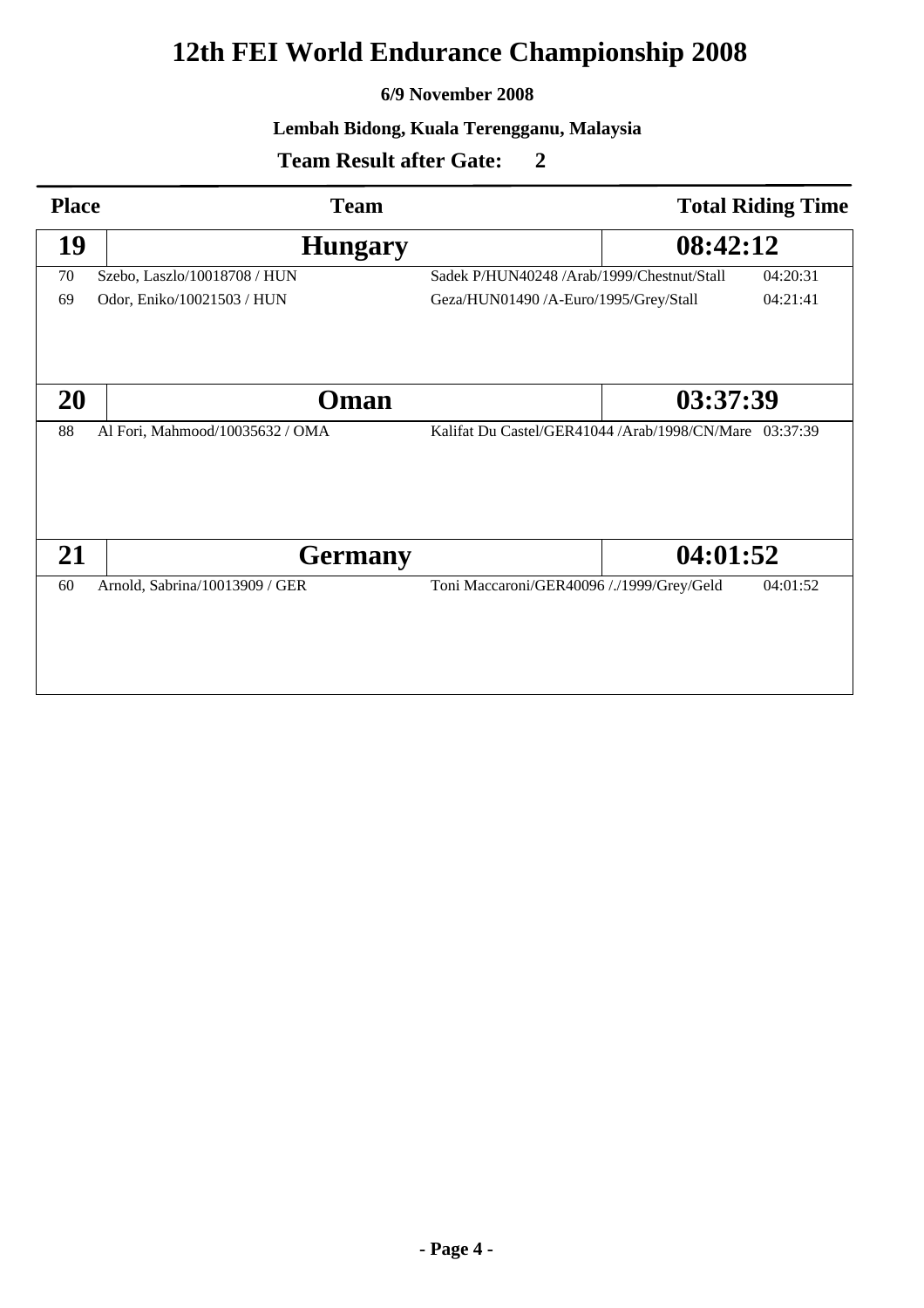# 12th FEI World Endurance Championship 2008

**6/9 November 2008**

**Lembah Bidong, Kuala Terengganu, Malaysia**

**Team Result after Gate: 2**

| Place | Team | | Total Riding Time |
|---|---|---|---|
| **19** | **Hungary** | | **08:42:12** |
| 70 | Szebo, Laszlo/10018708 / HUN | Sadek P/HUN40248 /Arab/1999/Chestnut/Stall | 04:20:31 |
| 69 | Odor, Eniko/10021503 / HUN | Geza/HUN01490 /A-Euro/1995/Grey/Stall | 04:21:41 |
| **20** | **Oman** | | **03:37:39** |
| 88 | Al Fori, Mahmood/10035632 / OMA | Kalifat Du Castel/GER41044 /Arab/1998/CN/Mare | 03:37:39 |
| **21** | **Germany** | | **04:01:52** |
| 60 | Arnold, Sabrina/10013909 / GER | Toni Maccaroni/GER40096 /./1999/Grey/Geld | 04:01:52 |